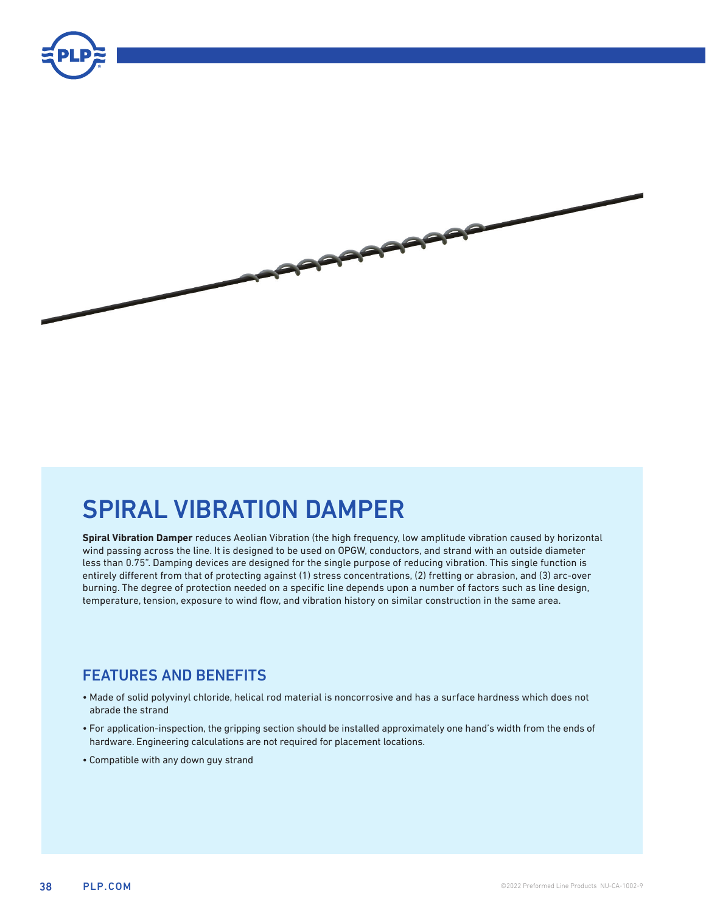# SPIRAL VIBRATION DAMPER

**Spiral Vibration Damper** reduces Aeolian Vibration (the high frequency, low amplitude vibration caused by horizontal wind passing across the line. It is designed to be used on OPGW, conductors, and strand with an outside diameter less than 0.75". Damping devices are designed for the single purpose of reducing vibration. This single function is entirely different from that of protecting against (1) stress concentrations, (2) fretting or abrasion, and (3) arc-over burning. The degree of protection needed on a specific line depends upon a number of factors such as line design, temperature, tension, exposure to wind flow, and vibration history on similar construction in the same area.

## FEATURES AND BENEFITS

- Made of solid polyvinyl chloride, helical rod material is noncorrosive and has a surface hardness which does not abrade the strand
- For application-inspection, the gripping section should be installed approximately one hand's width from the ends of hardware. Engineering calculations are not required for placement locations.
- Compatible with any down guy strand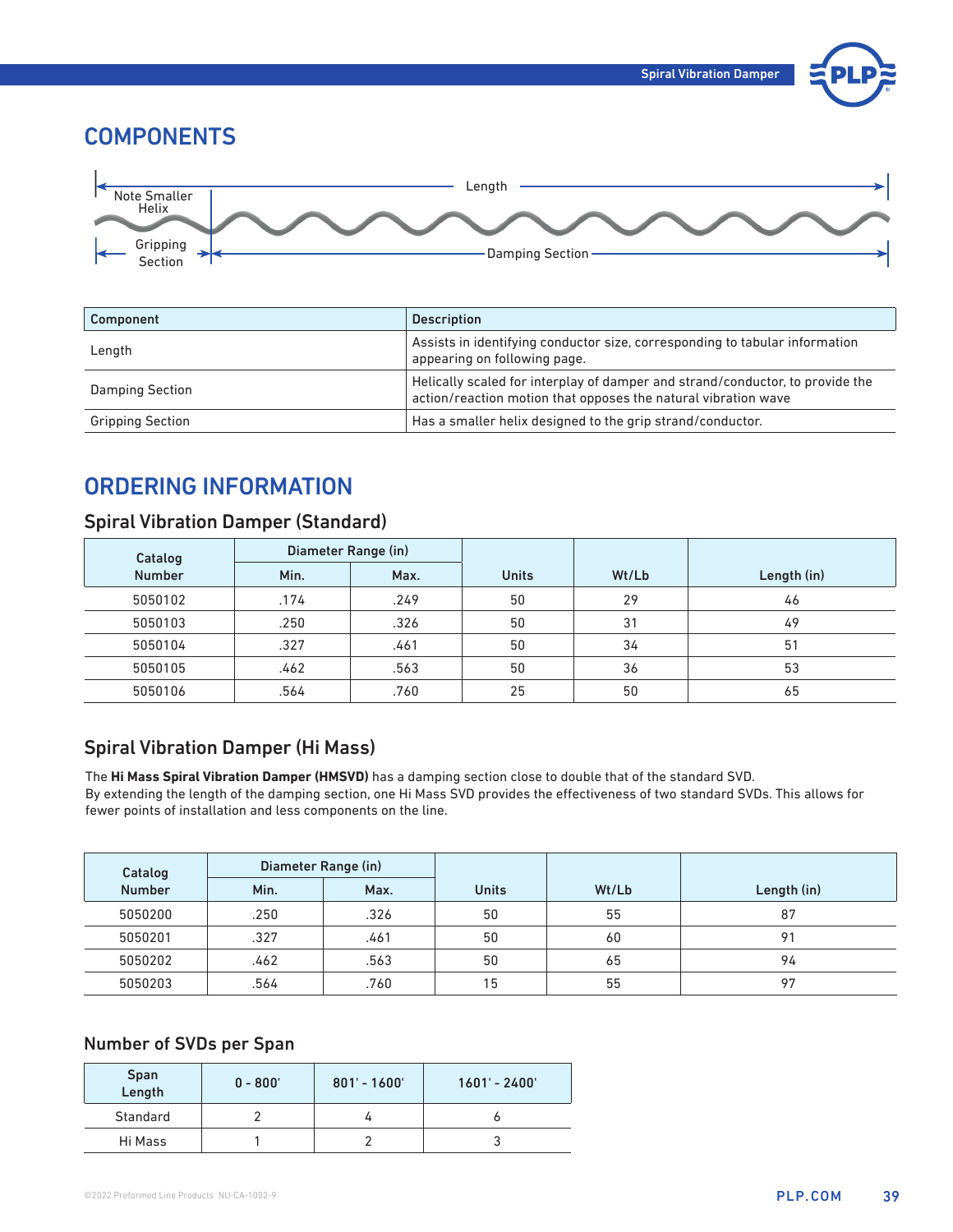## COMPONENTS

Length

Note Smaller Helix

Gripping Section

Damping Section

| Component | Description |
|---|---|
| Length | Assists in identifying conductor size, corresponding to tabular information appearing on following page. |
| Damping Section | Helically scaled for interplay of damper and strand/conductor, to provide the action/reaction motion that opposes the natural vibration wave |
| Gripping Section | Has a smaller helix designed to the grip strand/conductor. |

## ORDERING INFORMATION

### Spiral Vibration Damper (Standard)

| Catalog Number | Diameter Range (in) | | Units | Wt/Lb | Length (in) |
|---|---|---|---|---|---|
| | Min. | Max. | | | |
| 5050102 | .174 | .249 | 50 | 29 | 46 |
| 5050103 | .250 | .326 | 50 | 31 | 49 |
| 5050104 | .327 | .461 | 50 | 34 | 51 |
| 5050105 | .462 | .563 | 50 | 36 | 53 |
| 5050106 | .564 | .760 | 25 | 50 | 65 |

### Spiral Vibration Damper (Hi Mass)

The **Hi Mass Spiral Vibration Damper (HMSVD)** has a damping section close to double that of the standard SVD. By extending the length of the damping section, one Hi Mass SVD provides the effectiveness of two standard SVDs. This allows for fewer points of installation and less components on the line.

| Catalog Number | Diameter Range (in) | | Units | Wt/Lb | Length (in) |
|---|---|---|---|---|---|
| | Min. | Max. | | | |
| 5050200 | .250 | .326 | 50 | 55 | 87 |
| 5050201 | .327 | .461 | 50 | 60 | 91 |
| 5050202 | .462 | .563 | 50 | 65 | 94 |
| 5050203 | .564 | .760 | 15 | 55 | 97 |

### Number of SVDs per Span

| Span Length | 0 - 800' | 801' - 1600' | 1601' - 2400' |
|---|---|---|---|
| Standard | 2 | 4 | 6 |
| Hi Mass | 1 | 2 | 3 |

©2022 Preformed Line Products NU-CA-1002-9